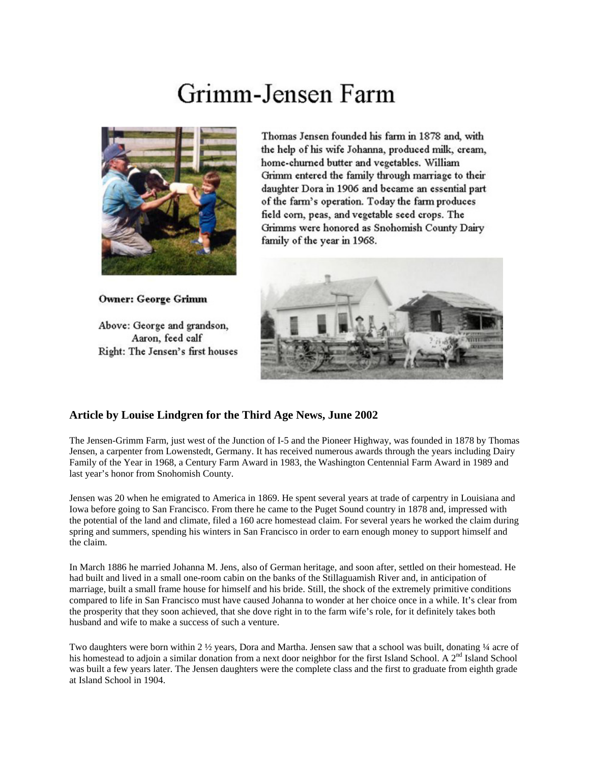# Grimm-Jensen Farm

Thomas Jensen founded his farm in 1878 and, with the help of his wife Johanna, produced milk, cream, home-churned butter and vegetables. William Grimm entered the family through marriage to their daughter Dora in 1906 and became an essential part of the farm's operation. Today the farm produces field corn, peas, and vegetable seed crops. The Grimms were honored as Snohomish County Dairy family of the year in 1968.

**Owner: George Grimm**

Above: George and grandson, Aaron, feed calf
Right: The Jensen's first houses

### Article by Louise Lindgren for the Third Age News, June 2002

The Jensen-Grimm Farm, just west of the Junction of I-5 and the Pioneer Highway, was founded in 1878 by Thomas Jensen, a carpenter from Lowenstedt, Germany. It has received numerous awards through the years including Dairy Family of the Year in 1968, a Century Farm Award in 1983, the Washington Centennial Farm Award in 1989 and last year's honor from Snohomish County.

Jensen was 20 when he emigrated to America in 1869. He spent several years at trade of carpentry in Louisiana and Iowa before going to San Francisco. From there he came to the Puget Sound country in 1878 and, impressed with the potential of the land and climate, filed a 160 acre homestead claim. For several years he worked the claim during spring and summers, spending his winters in San Francisco in order to earn enough money to support himself and the claim.

In March 1886 he married Johanna M. Jens, also of German heritage, and soon after, settled on their homestead. He had built and lived in a small one-room cabin on the banks of the Stillaguamish River and, in anticipation of marriage, built a small frame house for himself and his bride. Still, the shock of the extremely primitive conditions compared to life in San Francisco must have caused Johanna to wonder at her choice once in a while. It's clear from the prosperity that they soon achieved, that she dove right in to the farm wife's role, for it definitely takes both husband and wife to make a success of such a venture.

Two daughters were born within 2 ½ years, Dora and Martha. Jensen saw that a school was built, donating ¼ acre of his homestead to adjoin a similar donation from a next door neighbor for the first Island School. A 2nd Island School was built a few years later. The Jensen daughters were the complete class and the first to graduate from eighth grade at Island School in 1904.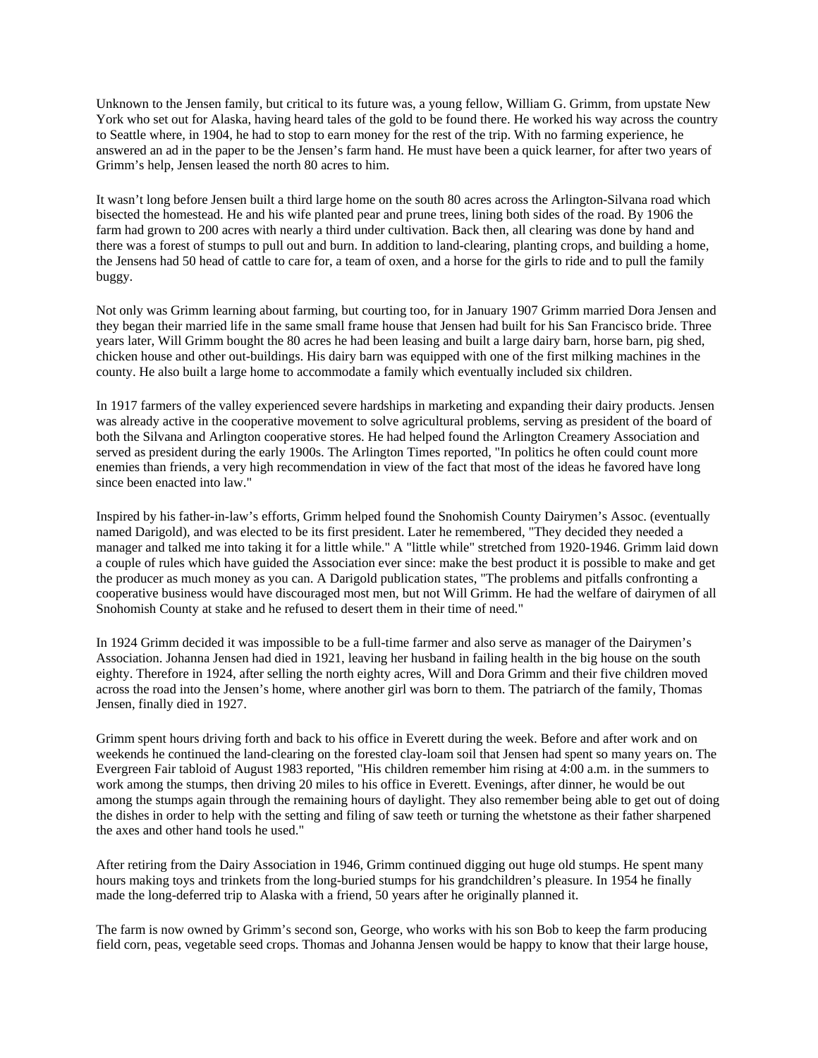Unknown to the Jensen family, but critical to its future was, a young fellow, William G. Grimm, from upstate New York who set out for Alaska, having heard tales of the gold to be found there. He worked his way across the country to Seattle where, in 1904, he had to stop to earn money for the rest of the trip. With no farming experience, he answered an ad in the paper to be the Jensen's farm hand. He must have been a quick learner, for after two years of Grimm's help, Jensen leased the north 80 acres to him.

It wasn't long before Jensen built a third large home on the south 80 acres across the Arlington-Silvana road which bisected the homestead. He and his wife planted pear and prune trees, lining both sides of the road. By 1906 the farm had grown to 200 acres with nearly a third under cultivation. Back then, all clearing was done by hand and there was a forest of stumps to pull out and burn. In addition to land-clearing, planting crops, and building a home, the Jensens had 50 head of cattle to care for, a team of oxen, and a horse for the girls to ride and to pull the family buggy.

Not only was Grimm learning about farming, but courting too, for in January 1907 Grimm married Dora Jensen and they began their married life in the same small frame house that Jensen had built for his San Francisco bride. Three years later, Will Grimm bought the 80 acres he had been leasing and built a large dairy barn, horse barn, pig shed, chicken house and other out-buildings. His dairy barn was equipped with one of the first milking machines in the county. He also built a large home to accommodate a family which eventually included six children.

In 1917 farmers of the valley experienced severe hardships in marketing and expanding their dairy products. Jensen was already active in the cooperative movement to solve agricultural problems, serving as president of the board of both the Silvana and Arlington cooperative stores. He had helped found the Arlington Creamery Association and served as president during the early 1900s. The Arlington Times reported, "In politics he often could count more enemies than friends, a very high recommendation in view of the fact that most of the ideas he favored have long since been enacted into law."

Inspired by his father-in-law's efforts, Grimm helped found the Snohomish County Dairymen's Assoc. (eventually named Darigold), and was elected to be its first president. Later he remembered, "They decided they needed a manager and talked me into taking it for a little while." A "little while" stretched from 1920-1946. Grimm laid down a couple of rules which have guided the Association ever since: make the best product it is possible to make and get the producer as much money as you can. A Darigold publication states, "The problems and pitfalls confronting a cooperative business would have discouraged most men, but not Will Grimm. He had the welfare of dairymen of all Snohomish County at stake and he refused to desert them in their time of need."

In 1924 Grimm decided it was impossible to be a full-time farmer and also serve as manager of the Dairymen's Association. Johanna Jensen had died in 1921, leaving her husband in failing health in the big house on the south eighty. Therefore in 1924, after selling the north eighty acres, Will and Dora Grimm and their five children moved across the road into the Jensen's home, where another girl was born to them. The patriarch of the family, Thomas Jensen, finally died in 1927.

Grimm spent hours driving forth and back to his office in Everett during the week. Before and after work and on weekends he continued the land-clearing on the forested clay-loam soil that Jensen had spent so many years on. The Evergreen Fair tabloid of August 1983 reported, "His children remember him rising at 4:00 a.m. in the summers to work among the stumps, then driving 20 miles to his office in Everett. Evenings, after dinner, he would be out among the stumps again through the remaining hours of daylight. They also remember being able to get out of doing the dishes in order to help with the setting and filing of saw teeth or turning the whetstone as their father sharpened the axes and other hand tools he used."

After retiring from the Dairy Association in 1946, Grimm continued digging out huge old stumps. He spent many hours making toys and trinkets from the long-buried stumps for his grandchildren's pleasure. In 1954 he finally made the long-deferred trip to Alaska with a friend, 50 years after he originally planned it.

The farm is now owned by Grimm's second son, George, who works with his son Bob to keep the farm producing field corn, peas, vegetable seed crops. Thomas and Johanna Jensen would be happy to know that their large house,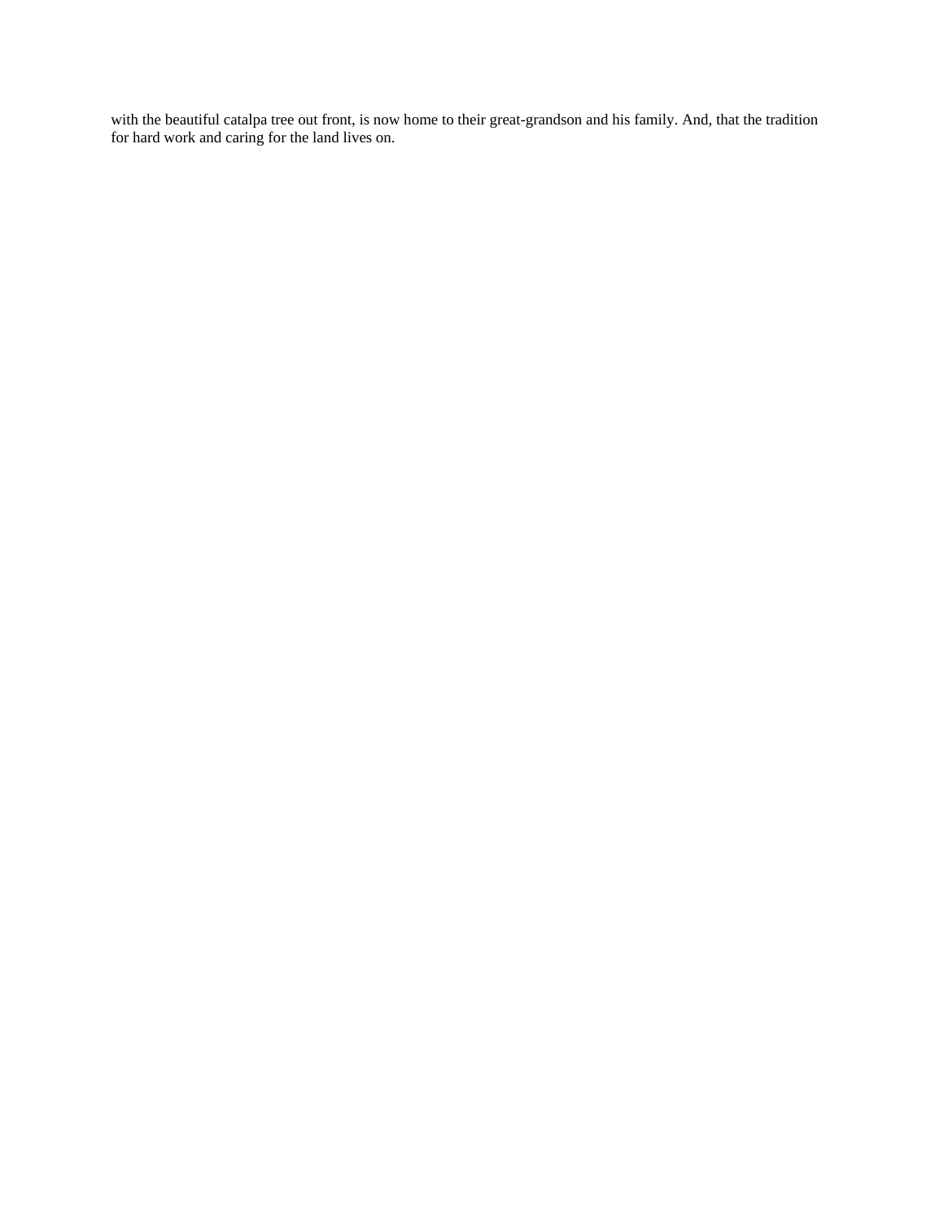with the beautiful catalpa tree out front, is now home to their great-grandson and his family. And, that the tradition for hard work and caring for the land lives on.